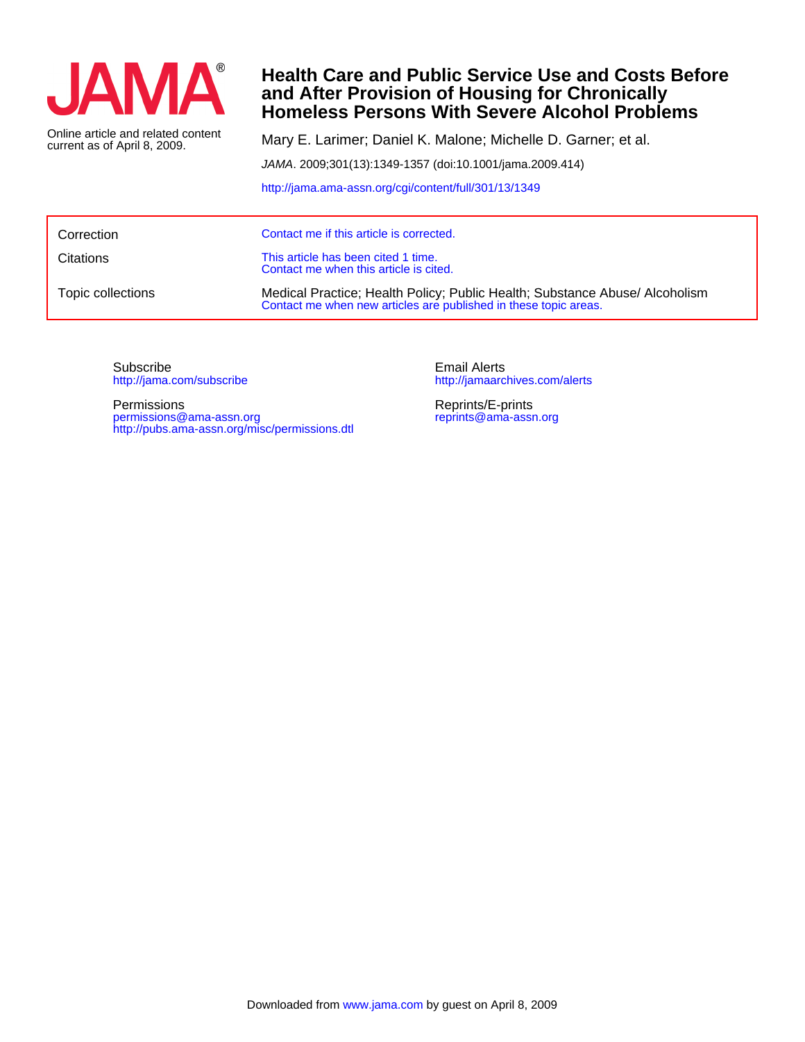JAMA®

Online article and related content current as of April 8, 2009.

# Health Care and Public Service Use and Costs Before and After Provision of Housing for Chronically Homeless Persons With Severe Alcohol Problems

Mary E. Larimer; Daniel K. Malone; Michelle D. Garner; et al.

*JAMA*. 2009;301(13):1349-1357 (doi:10.1001/jama.2009.414)

http://jama.ama-assn.org/cgi/content/full/301/13/1349

| | |
|---|---|
| Correction | Contact me if this article is corrected. |
| Citations | This article has been cited 1 time. Contact me when this article is cited. |
| Topic collections | Medical Practice; Health Policy; Public Health; Substance Abuse/ Alcoholism Contact me when new articles are published in these topic areas. |

Subscribe
http://jama.com/subscribe

Permissions
permissions@ama-assn.org
http://pubs.ama-assn.org/misc/permissions.dtl

Email Alerts
http://jamaarchives.com/alerts

Reprints/E-prints
reprints@ama-assn.org

Downloaded from www.jama.com by guest on April 8, 2009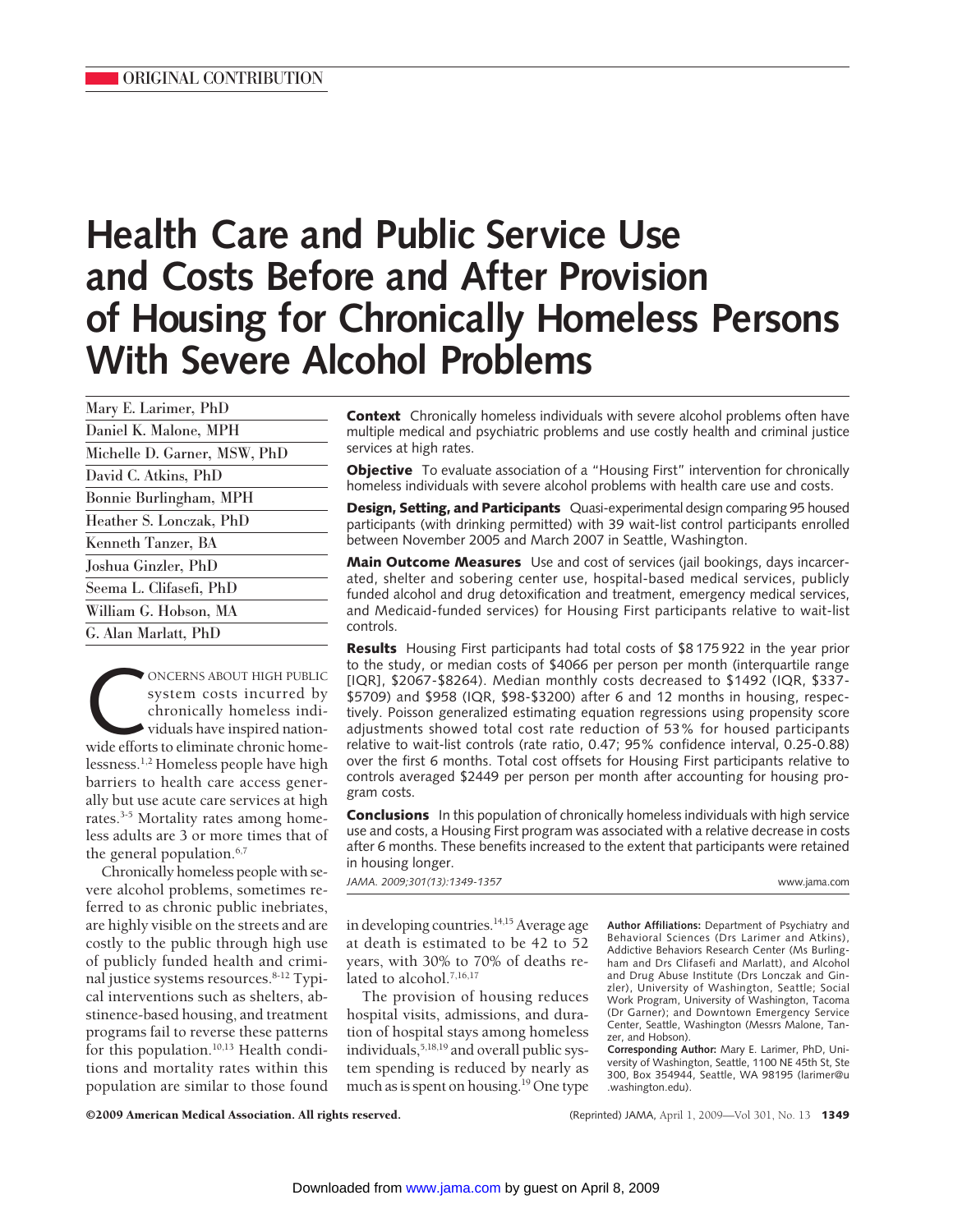ORIGINAL CONTRIBUTION

# Health Care and Public Service Use and Costs Before and After Provision of Housing for Chronically Homeless Persons With Severe Alcohol Problems

Mary E. Larimer, PhD
Daniel K. Malone, MPH
Michelle D. Garner, MSW, PhD
David C. Atkins, PhD
Bonnie Burlingham, MPH
Heather S. Lonczak, PhD
Kenneth Tanzer, BA
Joshua Ginzler, PhD
Seema L. Clifasefi, PhD
William G. Hobson, MA
G. Alan Marlatt, PhD

**Context** Chronically homeless individuals with severe alcohol problems often have multiple medical and psychiatric problems and use costly health and criminal justice services at high rates.

**Objective** To evaluate association of a "Housing First" intervention for chronically homeless individuals with severe alcohol problems with health care use and costs.

**Design, Setting, and Participants** Quasi-experimental design comparing 95 housed participants (with drinking permitted) with 39 wait-list control participants enrolled between November 2005 and March 2007 in Seattle, Washington.

**Main Outcome Measures** Use and cost of services (jail bookings, days incarcerated, shelter and sobering center use, hospital-based medical services, publicly funded alcohol and drug detoxification and treatment, emergency medical services, and Medicaid-funded services) for Housing First participants relative to wait-list controls.

**Results** Housing First participants had total costs of \$8 175 922 in the year prior to the study, or median costs of \$4066 per person per month (interquartile range [IQR], \$2067-\$8264). Median monthly costs decreased to \$1492 (IQR, \$337-\$5709) and \$958 (IQR, \$98-\$3200) after 6 and 12 months in housing, respectively. Poisson generalized estimating equation regressions using propensity score adjustments showed total cost rate reduction of 53% for housed participants relative to wait-list controls (rate ratio, 0.47; 95% confidence interval, 0.25-0.88) over the first 6 months. Total cost offsets for Housing First participants relative to controls averaged \$2449 per person per month after accounting for housing program costs.

**Conclusions** In this population of chronically homeless individuals with high service use and costs, a Housing First program was associated with a relative decrease in costs after 6 months. These benefits increased to the extent that participants were retained in housing longer.

*JAMA. 2009;301(13):1349-1357*

Concerns about high public system costs incurred by chronically homeless individuals have inspired nationwide efforts to eliminate chronic homelessness.[1,2] Homeless people have high barriers to health care access generally but use acute care services at high rates.[3-5] Mortality rates among homeless adults are 3 or more times that of the general population.[6,7]

Chronically homeless people with severe alcohol problems, sometimes referred to as chronic public inebriates, are highly visible on the streets and are costly to the public through high use of publicly funded health and criminal justice systems resources.[8-12] Typical interventions such as shelters, abstinence-based housing, and treatment programs fail to reverse these patterns for this population.[10,13] Health conditions and mortality rates within this population are similar to those found in developing countries.[14,15] Average age at death is estimated to be 42 to 52 years, with 30% to 70% of deaths related to alcohol.[7,16,17]

The provision of housing reduces hospital visits, admissions, and duration of hospital stays among homeless individuals,[5,18,19] and overall public system spending is reduced by nearly as much as is spent on housing.[19] One type

**Author Affiliations:** Department of Psychiatry and Behavioral Sciences (Drs Larimer and Atkins), Addictive Behaviors Research Center (Ms Burlingham and Drs Clifasefi and Marlatt), and Alcohol and Drug Abuse Institute (Drs Lonczak and Ginzler), University of Washington, Seattle; Social Work Program, University of Washington, Tacoma (Dr Garner); and Downtown Emergency Service Center, Seattle, Washington (Messrs Malone, Tanzer, and Hobson).

**Corresponding Author:** Mary E. Larimer, PhD, University of Washington, Seattle, 1100 NE 45th St, Ste 300, Box 354944, Seattle, WA 98195 (larimer@u.washington.edu).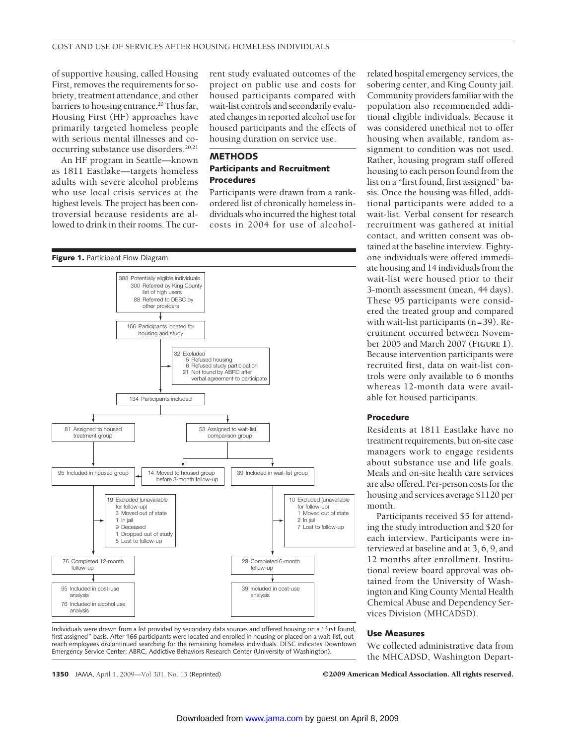of supportive housing, called Housing First, removes the requirements for sobriety, treatment attendance, and other barriers to housing entrance.[20] Thus far, Housing First (HF) approaches have primarily targeted homeless people with serious mental illnesses and co-occurring substance use disorders.[20,21]

An HF program in Seattle—known as 1811 Eastlake—targets homeless adults with severe alcohol problems who use local crisis services at the highest levels. The project has been controversial because residents are allowed to drink in their rooms. The current study evaluated outcomes of the project on public use and costs for housed participants compared with wait-list controls and secondarily evaluated changes in reported alcohol use for housed participants and the effects of housing duration on service use.

## METHODS

### Participants and Recruitment Procedures

Participants were drawn from a rank-ordered list of chronically homeless individuals who incurred the highest total costs in 2004 for use of alcohol-related hospital emergency services, the sobering center, and King County jail. Community providers familiar with the population also recommended additional eligible individuals. Because it was considered unethical not to offer housing when available, random assignment to condition was not used. Rather, housing program staff offered housing to each person found from the list on a "first found, first assigned" basis. Once the housing was filled, additional participants were added to a wait-list. Verbal consent for research recruitment was gathered at initial contact, and written consent was obtained at the baseline interview. Eighty-one individuals were offered immediate housing and 14 individuals from the wait-list were housed prior to their 3-month assessment (mean, 44 days). These 95 participants were considered the treated group and compared with wait-list participants (n=39). Recruitment occurred between November 2005 and March 2007 (**Figure 1**). Because intervention participants were recruited first, data on wait-list controls were only available to 6 months whereas 12-month data were available for housed participants.

**Figure 1.** Participant Flow Diagram

- 388 Potentially eligible individuals
  - 300 Referred by King County list of high users
  - 88 Referred to DESC by other providers
- 166 Participants located for housing and study
- 32 Excluded
  - 5 Refused housing
  - 6 Refused study participation
  - 21 Not found by ABRC after verbal agreement to participate
- 134 Participants included
- 81 Assigned to housed treatment group
- 53 Assigned to wait-list comparison group
- 14 Moved to housed group before 3-month follow-up
- 95 Included in housed group
- 39 Included in wait-list group
- 19 Excluded (unavailable for follow-up)
  - 3 Moved out of state
  - 1 In jail
  - 9 Deceased
  - 1 Dropped out of study
  - 5 Lost to follow-up
- 10 Excluded (unavailable for follow-up)
  - 1 Moved out of state
  - 2 In jail
  - 7 Lost to follow-up
- 76 Completed 12-month follow-up
- 29 Completed 6-month follow-up
- 95 Included in cost-use analysis; 76 Included in alcohol use analysis
- 39 Included in cost-use analysis

Individuals were drawn from a list provided by secondary data sources and offered housing on a "first found, first assigned" basis. After 166 participants were located and enrolled in housing or placed on a wait-list, outreach employees discontinued searching for the remaining homeless individuals. DESC indicates Downtown Emergency Service Center; ABRC, Addictive Behaviors Research Center (University of Washington).

### Procedure

Residents at 1811 Eastlake have no treatment requirements, but on-site case managers work to engage residents about substance use and life goals. Meals and on-site health care services are also offered. Per-person costs for the housing and services average $1120 per month.

Participants received $5 for attending the study introduction and $20 for each interview. Participants were interviewed at baseline and at 3, 6, 9, and 12 months after enrollment. Institutional review board approval was obtained from the University of Washington and King County Mental Health Chemical Abuse and Dependency Services Division (MHCADSD).

### Use Measures

We collected administrative data from the MHCADSD, Washington Depart-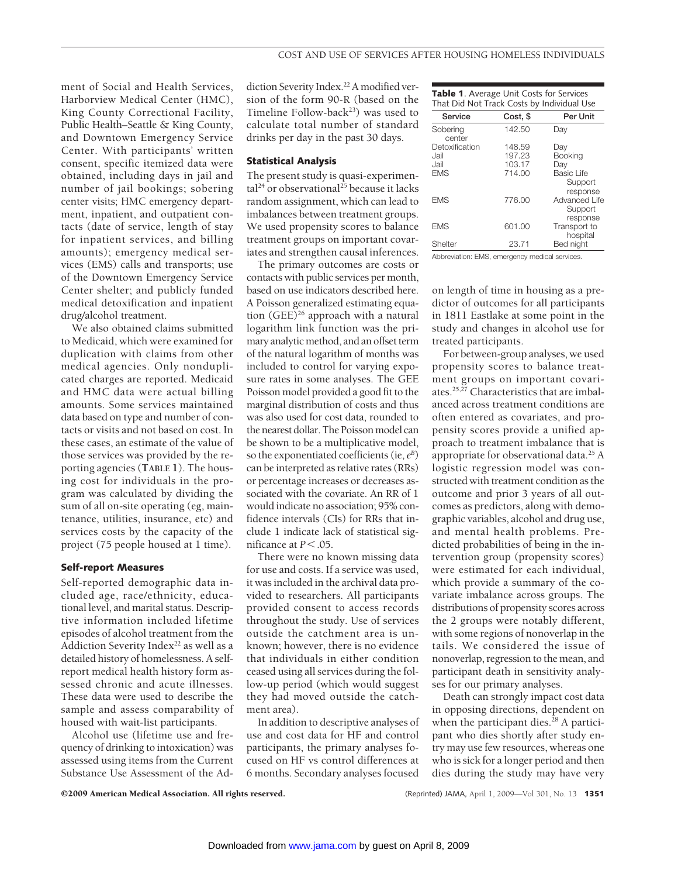ment of Social and Health Services, Harborview Medical Center (HMC), King County Correctional Facility, Public Health–Seattle & King County, and Downtown Emergency Service Center. With participants' written consent, specific itemized data were obtained, including days in jail and number of jail bookings; sobering center visits; HMC emergency department, inpatient, and outpatient contacts (date of service, length of stay for inpatient services, and billing amounts); emergency medical services (EMS) calls and transports; use of the Downtown Emergency Service Center shelter; and publicly funded medical detoxification and inpatient drug/alcohol treatment.

We also obtained claims submitted to Medicaid, which were examined for duplication with claims from other medical agencies. Only nonduplicated charges are reported. Medicaid and HMC data were actual billing amounts. Some services maintained data based on type and number of contacts or visits and not based on cost. In these cases, an estimate of the value of those services was provided by the reporting agencies (**TABLE 1**). The housing cost for individuals in the program was calculated by dividing the sum of all on-site operating (eg, maintenance, utilities, insurance, etc) and services costs by the capacity of the project (75 people housed at 1 time).

### Self-report Measures

Self-reported demographic data included age, race/ethnicity, educational level, and marital status. Descriptive information included lifetime episodes of alcohol treatment from the Addiction Severity Index[22] as well as a detailed history of homelessness. A self-report medical health history form assessed chronic and acute illnesses. These data were used to describe the sample and assess comparability of housed with wait-list participants.

Alcohol use (lifetime use and frequency of drinking to intoxication) was assessed using items from the Current Substance Use Assessment of the Addiction Severity Index.[22] A modified version of the form 90-R (based on the Timeline Follow-back[23]) was used to calculate total number of standard drinks per day in the past 30 days.

### Statistical Analysis

The present study is quasi-experimental[24] or observational[25] because it lacks random assignment, which can lead to imbalances between treatment groups. We used propensity scores to balance treatment groups on important covariates and strengthen causal inferences.

The primary outcomes are costs or contacts with public services per month, based on use indicators described here. A Poisson generalized estimating equation (GEE)[26] approach with a natural logarithm link function was the primary analytic method, and an offset term of the natural logarithm of months was included to control for varying exposure rates in some analyses. The GEE Poisson model provided a good fit to the marginal distribution of costs and thus was also used for cost data, rounded to the nearest dollar. The Poisson model can be shown to be a multiplicative model, so the exponentiated coefficients (ie, $e^B$) can be interpreted as relative rates (RRs) or percentage increases or decreases associated with the covariate. An RR of 1 would indicate no association; 95% confidence intervals (CIs) for RRs that include 1 indicate lack of statistical significance at $P < .05$.

There were no known missing data for use and costs. If a service was used, it was included in the archival data provided to researchers. All participants provided consent to access records throughout the study. Use of services outside the catchment area is unknown; however, there is no evidence that individuals in either condition ceased using all services during the follow-up period (which would suggest they had moved outside the catchment area).

In addition to descriptive analyses of use and cost data for HF and control participants, the primary analyses focused on HF vs control differences at 6 months. Secondary analyses focused on length of time in housing as a predictor of outcomes for all participants in 1811 Eastlake at some point in the study and changes in alcohol use for treated participants.

**Table 1**. Average Unit Costs for Services That Did Not Track Costs by Individual Use

| Service | Cost, $ | Per Unit |
|---|---|---|
| Sobering center | 142.50 | Day |
| Detoxification | 148.59 | Day |
| Jail | 197.23 | Booking |
| Jail | 103.17 | Day |
| EMS | 714.00 | Basic Life Support response |
| EMS | 776.00 | Advanced Life Support response |
| EMS | 601.00 | Transport to hospital |
| Shelter | 23.71 | Bed night |

Abbreviation: EMS, emergency medical services.

For between-group analyses, we used propensity scores to balance treatment groups on important covariates.[25,27] Characteristics that are imbalanced across treatment conditions are often entered as covariates, and propensity scores provide a unified approach to treatment imbalance that is appropriate for observational data.[25] A logistic regression model was constructed with treatment condition as the outcome and prior 3 years of all outcomes as predictors, along with demographic variables, alcohol and drug use, and mental health problems. Predicted probabilities of being in the intervention group (propensity scores) were estimated for each individual, which provide a summary of the covariate imbalance across groups. The distributions of propensity scores across the 2 groups were notably different, with some regions of nonoverlap in the tails. We considered the issue of nonoverlap, regression to the mean, and participant death in sensitivity analyses for our primary analyses.

Death can strongly impact cost data in opposing directions, dependent on when the participant dies.[28] A participant who dies shortly after study entry may use few resources, whereas one who is sick for a longer period and then dies during the study may have very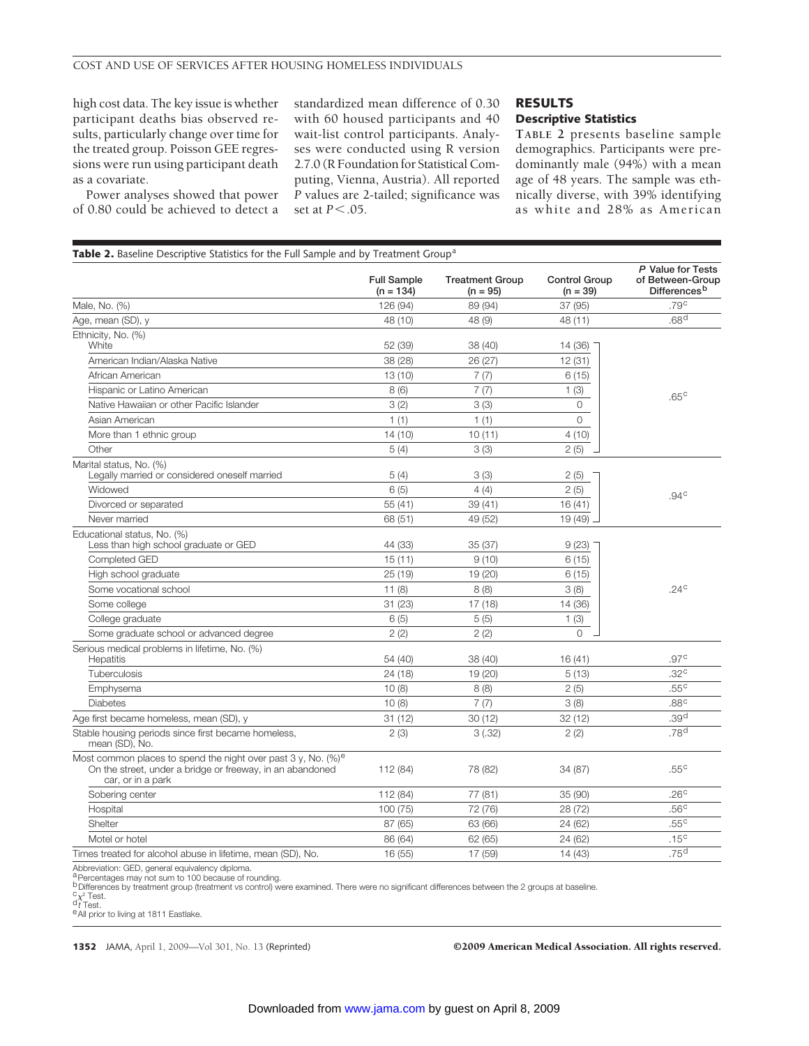high cost data. The key issue is whether participant deaths bias observed results, particularly change over time for the treated group. Poisson GEE regressions were run using participant death as a covariate.

Power analyses showed that power of 0.80 could be achieved to detect a standardized mean difference of 0.30 with 60 housed participants and 40 wait-list control participants. Analyses were conducted using R version 2.7.0 (R Foundation for Statistical Computing, Vienna, Austria). All reported *P* values are 2-tailed; significance was set at $P < .05$.

## RESULTS

### Descriptive Statistics

**TABLE 2** presents baseline sample demographics. Participants were predominantly male (94%) with a mean age of 48 years. The sample was ethnically diverse, with 39% identifying as white and 28% as American

**Table 2.** Baseline Descriptive Statistics for the Full Sample and by Treatment Group[a]

| | Full Sample (n = 134) | Treatment Group (n = 95) | Control Group (n = 39) | P Value for Tests of Between-Group Differences[b] |
|---|---|---|---|---|
| Male, No. (%) | 126 (94) | 89 (94) | 37 (95) | .79[c] |
| Age, mean (SD), y | 48 (10) | 48 (9) | 48 (11) | .68[d] |
| Ethnicity, No. (%) | | | | |
| White | 52 (39) | 38 (40) | 14 (36) | .65[c] |
| American Indian/Alaska Native | 38 (28) | 26 (27) | 12 (31) | |
| African American | 13 (10) | 7 (7) | 6 (15) | |
| Hispanic or Latino American | 8 (6) | 7 (7) | 1 (3) | |
| Native Hawaiian or other Pacific Islander | 3 (2) | 3 (3) | 0 | |
| Asian American | 1 (1) | 1 (1) | 0 | |
| More than 1 ethnic group | 14 (10) | 10 (11) | 4 (10) | |
| Other | 5 (4) | 3 (3) | 2 (5) | |
| Marital status, No. (%) | | | | |
| Legally married or considered oneself married | 5 (4) | 3 (3) | 2 (5) | .94[c] |
| Widowed | 6 (5) | 4 (4) | 2 (5) | |
| Divorced or separated | 55 (41) | 39 (41) | 16 (41) | |
| Never married | 68 (51) | 49 (52) | 19 (49) | |
| Educational status, No. (%) | | | | |
| Less than high school graduate or GED | 44 (33) | 35 (37) | 9 (23) | .24[c] |
| Completed GED | 15 (11) | 9 (10) | 6 (15) | |
| High school graduate | 25 (19) | 19 (20) | 6 (15) | |
| Some vocational school | 11 (8) | 8 (8) | 3 (8) | |
| Some college | 31 (23) | 17 (18) | 14 (36) | |
| College graduate | 6 (5) | 5 (5) | 1 (3) | |
| Some graduate school or advanced degree | 2 (2) | 2 (2) | 0 | |
| Serious medical problems in lifetime, No. (%) | | | | |
| Hepatitis | 54 (40) | 38 (40) | 16 (41) | .97[c] |
| Tuberculosis | 24 (18) | 19 (20) | 5 (13) | .32[c] |
| Emphysema | 10 (8) | 8 (8) | 2 (5) | .55[c] |
| Diabetes | 10 (8) | 7 (7) | 3 (8) | .88[c] |
| Age first became homeless, mean (SD), y | 31 (12) | 30 (12) | 32 (12) | .39[d] |
| Stable housing periods since first became homeless, mean (SD), No. | 2 (3) | 3 (.32) | 2 (2) | .78[d] |
| Most common places to spend the night over past 3 y, No. (%)[e] | | | | |
| On the street, under a bridge or freeway, in an abandoned car, or in a park | 112 (84) | 78 (82) | 34 (87) | .55[c] |
| Sobering center | 112 (84) | 77 (81) | 35 (90) | .26[c] |
| Hospital | 100 (75) | 72 (76) | 28 (72) | .56[c] |
| Shelter | 87 (65) | 63 (66) | 24 (62) | .55[c] |
| Motel or hotel | 86 (64) | 62 (65) | 24 (62) | .15[c] |
| Times treated for alcohol abuse in lifetime, mean (SD), No. | 16 (55) | 17 (59) | 14 (43) | .75[d] |

Abbreviation: GED, general equivalency diploma.
[a] Percentages may not sum to 100 because of rounding.
[b] Differences by treatment group (treatment vs control) were examined. There were no significant differences between the 2 groups at baseline.
[c] $\chi^2$ Test.
[d] *t* Test.
[e] All prior to living at 1811 Eastlake.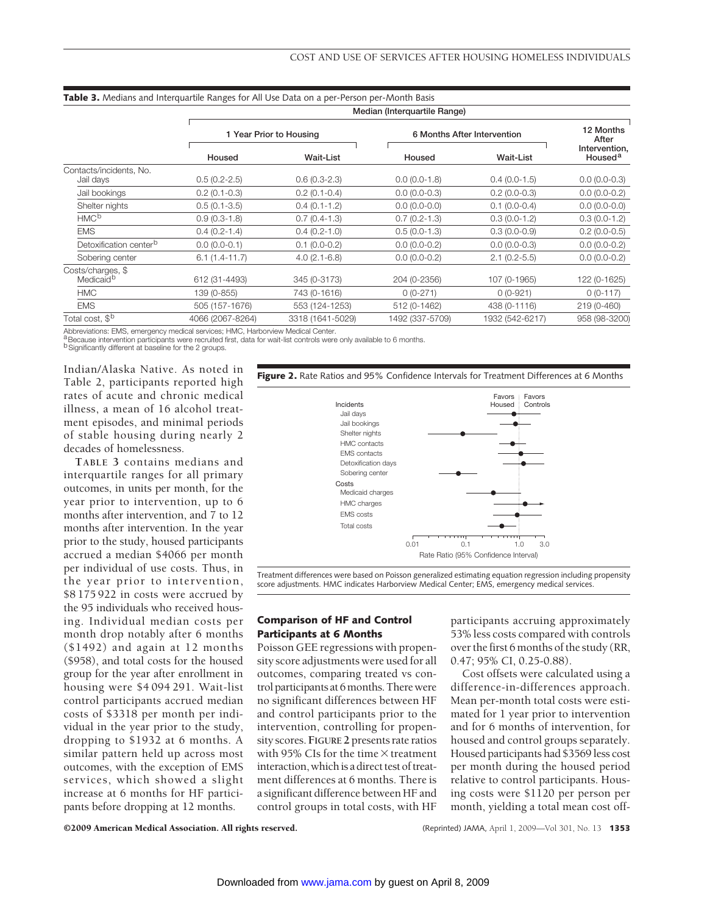**Table 3.** Medians and Interquartile Ranges for All Use Data on a per-Person per-Month Basis

| | Median (Interquartile Range) | | | | |
|---|---|---|---|---|---|
| | 1 Year Prior to Housing | | 6 Months After Intervention | | 12 Months After Intervention, Housed[a] |
| | Housed | Wait-List | Housed | Wait-List | |
| **Contacts/incidents, No.** | | | | | |
| Jail days | 0.5 (0.2-2.5) | 0.6 (0.3-2.3) | 0.0 (0.0-1.8) | 0.4 (0.0-1.5) | 0.0 (0.0-0.3) |
| Jail bookings | 0.2 (0.1-0.3) | 0.2 (0.1-0.4) | 0.0 (0.0-0.3) | 0.2 (0.0-0.3) | 0.0 (0.0-0.2) |
| Shelter nights | 0.5 (0.1-3.5) | 0.4 (0.1-1.2) | 0.0 (0.0-0.0) | 0.1 (0.0-0.4) | 0.0 (0.0-0.0) |
| HMC[b] | 0.9 (0.3-1.8) | 0.7 (0.4-1.3) | 0.7 (0.2-1.3) | 0.3 (0.0-1.2) | 0.3 (0.0-1.2) |
| EMS | 0.4 (0.2-1.4) | 0.4 (0.2-1.0) | 0.5 (0.0-1.3) | 0.3 (0.0-0.9) | 0.2 (0.0-0.5) |
| Detoxification center[b] | 0.0 (0.0-0.1) | 0.1 (0.0-0.2) | 0.0 (0.0-0.2) | 0.0 (0.0-0.3) | 0.0 (0.0-0.2) |
| Sobering center | 6.1 (1.4-11.7) | 4.0 (2.1-6.8) | 0.0 (0.0-0.2) | 2.1 (0.2-5.5) | 0.0 (0.0-0.2) |
| **Costs/charges, $** | | | | | |
| Medicaid[b] | 612 (31-4493) | 345 (0-3173) | 204 (0-2356) | 107 (0-1965) | 122 (0-1625) |
| HMC | 139 (0-855) | 743 (0-1616) | 0 (0-271) | 0 (0-921) | 0 (0-117) |
| EMS | 505 (157-1676) | 553 (124-1253) | 512 (0-1462) | 438 (0-1116) | 219 (0-460) |
| Total cost, $[b] | 4066 (2067-8264) | 3318 (1641-5029) | 1492 (337-5709) | 1932 (542-6217) | 958 (98-3200) |

Abbreviations: EMS, emergency medical services; HMC, Harborview Medical Center.
[a] Because intervention participants were recruited first, data for wait-list controls were only available to 6 months.
[b] Significantly different at baseline for the 2 groups.

Indian/Alaska Native. As noted in Table 2, participants reported high rates of acute and chronic medical illness, a mean of 16 alcohol treatment episodes, and minimal periods of stable housing during nearly 2 decades of homelessness.

**TABLE 3** contains medians and interquartile ranges for all primary outcomes, in units per month, for the year prior to intervention, up to 6 months after intervention, and 7 to 12 months after intervention. In the year prior to the study, housed participants accrued a median $4066 per month per individual of use costs. Thus, in the year prior to intervention, $8 175 922 in costs were accrued by the 95 individuals who received housing. Individual median costs per month drop notably after 6 months ($1492) and again at 12 months ($958), and total costs for the housed group for the year after enrollment in housing were $4 094 291. Wait-list control participants accrued median costs of $3318 per month per individual in the year prior to the study, dropping to $1932 at 6 months. A similar pattern held up across most outcomes, with the exception of EMS services, which showed a slight increase at 6 months for HF participants before dropping at 12 months.

**Figure 2.** Rate Ratios and 95% Confidence Intervals for Treatment Differences at 6 Months

Treatment differences were based on Poisson generalized estimating equation regression including propensity score adjustments. HMC indicates Harborview Medical Center; EMS, emergency medical services.

## Comparison of HF and Control Participants at 6 Months

Poisson GEE regressions with propensity score adjustments were used for all outcomes, comparing treated vs control participants at 6 months. There were no significant differences between HF and control participants prior to the intervention, controlling for propensity scores. **FIGURE 2** presents rate ratios with 95% CIs for the time × treatment interaction, which is a direct test of treatment differences at 6 months. There is a significant difference between HF and control groups in total costs, with HF participants accruing approximately 53% less costs compared with controls over the first 6 months of the study (RR, 0.47; 95% CI, 0.25-0.88).

Cost offsets were calculated using a difference-in-differences approach. Mean per-month total costs were estimated for 1 year prior to intervention and for 6 months of intervention, for housed and control groups separately. Housed participants had $3569 less cost per month during the housed period relative to control participants. Housing costs were $1120 per person per month, yielding a total mean cost off-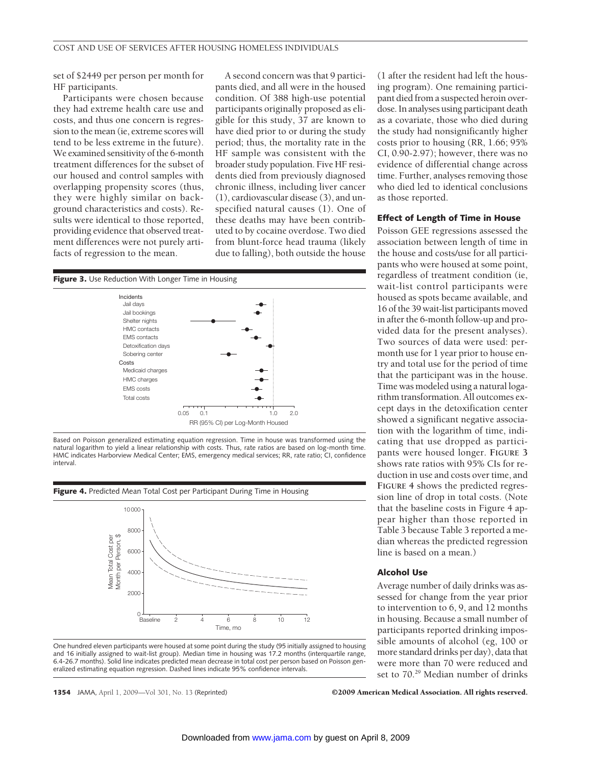set of $2449 per person per month for HF participants.

Participants were chosen because they had extreme health care use and costs, and thus one concern is regression to the mean (ie, extreme scores will tend to be less extreme in the future). We examined sensitivity of the 6-month treatment differences for the subset of our housed and control samples with overlapping propensity scores (thus, they were highly similar on background characteristics and costs). Results were identical to those reported, providing evidence that observed treatment differences were not purely artifacts of regression to the mean.

A second concern was that 9 participants died, and all were in the housed condition. Of 388 high-use potential participants originally proposed as eligible for this study, 37 are known to have died prior to or during the study period; thus, the mortality rate in the HF sample was consistent with the broader study population. Five HF residents died from previously diagnosed chronic illness, including liver cancer (1), cardiovascular disease (3), and unspecified natural causes (1). One of these deaths may have been contributed to by cocaine overdose. Two died from blunt-force head trauma (likely due to falling), both outside the house (1 after the resident had left the housing program). One remaining participant died from a suspected heroin overdose. In analyses using participant death as a covariate, those who died during the study had nonsignificantly higher costs prior to housing (RR, 1.66; 95% CI, 0.90-2.97); however, there was no evidence of differential change across time. Further, analyses removing those who died led to identical conclusions as those reported.

**Figure 3.** Use Reduction With Longer Time in Housing

Based on Poisson generalized estimating equation regression. Time in house was transformed using the natural logarithm to yield a linear relationship with costs. Thus, rate ratios are based on log-month time. HMC indicates Harborview Medical Center; EMS, emergency medical services; RR, rate ratio; CI, confidence interval.

**Figure 4.** Predicted Mean Total Cost per Participant During Time in Housing

One hundred eleven participants were housed at some point during the study (95 initially assigned to housing and 16 initially assigned to wait-list group). Median time in housing was 17.2 months (interquartile range, 6.4-26.7 months). Solid line indicates predicted mean decrease in total cost per person based on Poisson generalized estimating equation regression. Dashed lines indicate 95% confidence intervals.

### Effect of Length of Time in House

Poisson GEE regressions assessed the association between length of time in the house and costs/use for all participants who were housed at some point, regardless of treatment condition (ie, wait-list control participants were housed as spots became available, and 16 of the 39 wait-list participants moved in after the 6-month follow-up and provided data for the present analyses). Two sources of data were used: per-month use for 1 year prior to house entry and total use for the period of time that the participant was in the house. Time was modeled using a natural logarithm transformation. All outcomes except days in the detoxification center showed a significant negative association with the logarithm of time, indicating that use dropped as participants were housed longer. FIGURE 3 shows rate ratios with 95% CIs for reduction in use and costs over time, and FIGURE 4 shows the predicted regression line of drop in total costs. (Note that the baseline costs in Figure 4 appear higher than those reported in Table 3 because Table 3 reported a median whereas the predicted regression line is based on a mean.)

### Alcohol Use

Average number of daily drinks was assessed for change from the year prior to intervention to 6, 9, and 12 months in housing. Because a small number of participants reported drinking impossible amounts of alcohol (eg, 100 or more standard drinks per day), data that were more than 70 were reduced and set to 70.[29] Median number of drinks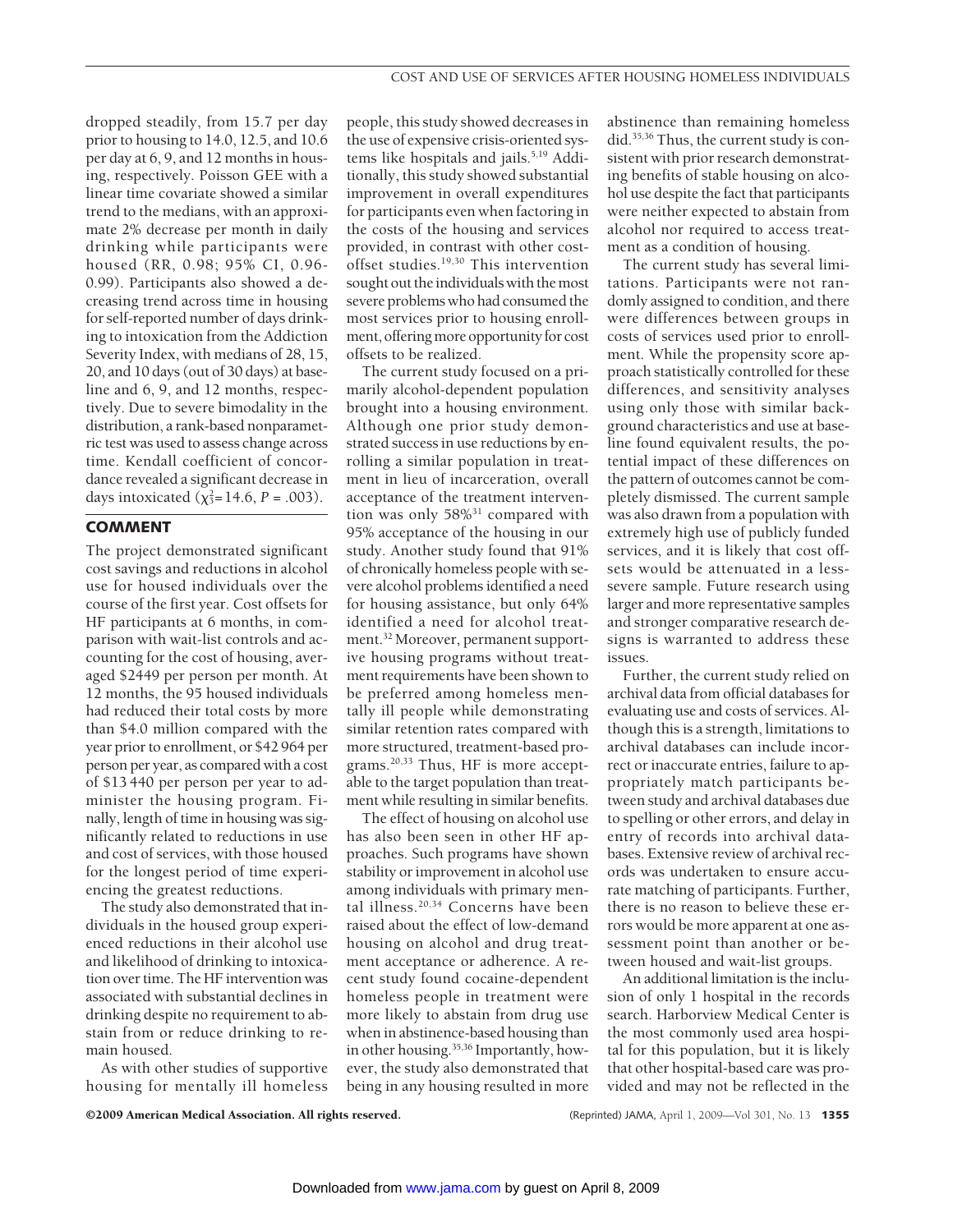dropped steadily, from 15.7 per day prior to housing to 14.0, 12.5, and 10.6 per day at 6, 9, and 12 months in housing, respectively. Poisson GEE with a linear time covariate showed a similar trend to the medians, with an approximate 2% decrease per month in daily drinking while participants were housed (RR, 0.98; 95% CI, 0.96-0.99). Participants also showed a decreasing trend across time in housing for self-reported number of days drinking to intoxication from the Addiction Severity Index, with medians of 28, 15, 20, and 10 days (out of 30 days) at baseline and 6, 9, and 12 months, respectively. Due to severe bimodality in the distribution, a rank-based nonparametric test was used to assess change across time. Kendall coefficient of concordance revealed a significant decrease in days intoxicated ($\chi^2_3$=14.6, *P* = .003).

## COMMENT

The project demonstrated significant cost savings and reductions in alcohol use for housed individuals over the course of the first year. Cost offsets for HF participants at 6 months, in comparison with wait-list controls and accounting for the cost of housing, averaged $2449 per person per month. At 12 months, the 95 housed individuals had reduced their total costs by more than $4.0 million compared with the year prior to enrollment, or $42 964 per person per year, as compared with a cost of $13 440 per person per year to administer the housing program. Finally, length of time in housing was significantly related to reductions in use and cost of services, with those housed for the longest period of time experiencing the greatest reductions.

The study also demonstrated that individuals in the housed group experienced reductions in their alcohol use and likelihood of drinking to intoxication over time. The HF intervention was associated with substantial declines in drinking despite no requirement to abstain from or reduce drinking to remain housed.

As with other studies of supportive housing for mentally ill homeless people, this study showed decreases in the use of expensive crisis-oriented systems like hospitals and jails.[5,19] Additionally, this study showed substantial improvement in overall expenditures for participants even when factoring in the costs of the housing and services provided, in contrast with other cost-offset studies.[19,30] This intervention sought out the individuals with the most severe problems who had consumed the most services prior to housing enrollment, offering more opportunity for cost offsets to be realized.

The current study focused on a primarily alcohol-dependent population brought into a housing environment. Although one prior study demonstrated success in use reductions by enrolling a similar population in treatment in lieu of incarceration, overall acceptance of the treatment intervention was only 58%[31] compared with 95% acceptance of the housing in our study. Another study found that 91% of chronically homeless people with severe alcohol problems identified a need for housing assistance, but only 64% identified a need for alcohol treatment.[32] Moreover, permanent supportive housing programs without treatment requirements have been shown to be preferred among homeless mentally ill people while demonstrating similar retention rates compared with more structured, treatment-based programs.[20,33] Thus, HF is more acceptable to the target population than treatment while resulting in similar benefits.

The effect of housing on alcohol use has also been seen in other HF approaches. Such programs have shown stability or improvement in alcohol use among individuals with primary mental illness.[20,34] Concerns have been raised about the effect of low-demand housing on alcohol and drug treatment acceptance or adherence. A recent study found cocaine-dependent homeless people in treatment were more likely to abstain from drug use when in abstinence-based housing than in other housing.[35,36] Importantly, however, the study also demonstrated that being in any housing resulted in more abstinence than remaining homeless did.[35,36] Thus, the current study is consistent with prior research demonstrating benefits of stable housing on alcohol use despite the fact that participants were neither expected to abstain from alcohol nor required to access treatment as a condition of housing.

The current study has several limitations. Participants were not randomly assigned to condition, and there were differences between groups in costs of services used prior to enrollment. While the propensity score approach statistically controlled for these differences, and sensitivity analyses using only those with similar background characteristics and use at baseline found equivalent results, the potential impact of these differences on the pattern of outcomes cannot be completely dismissed. The current sample was also drawn from a population with extremely high use of publicly funded services, and it is likely that cost offsets would be attenuated in a less-severe sample. Future research using larger and more representative samples and stronger comparative research designs is warranted to address these issues.

Further, the current study relied on archival data from official databases for evaluating use and costs of services. Although this is a strength, limitations to archival databases can include incorrect or inaccurate entries, failure to appropriately match participants between study and archival databases due to spelling or other errors, and delay in entry of records into archival databases. Extensive review of archival records was undertaken to ensure accurate matching of participants. Further, there is no reason to believe these errors would be more apparent at one assessment point than another or between housed and wait-list groups.

An additional limitation is the inclusion of only 1 hospital in the records search. Harborview Medical Center is the most commonly used area hospital for this population, but it is likely that other hospital-based care was provided and may not be reflected in the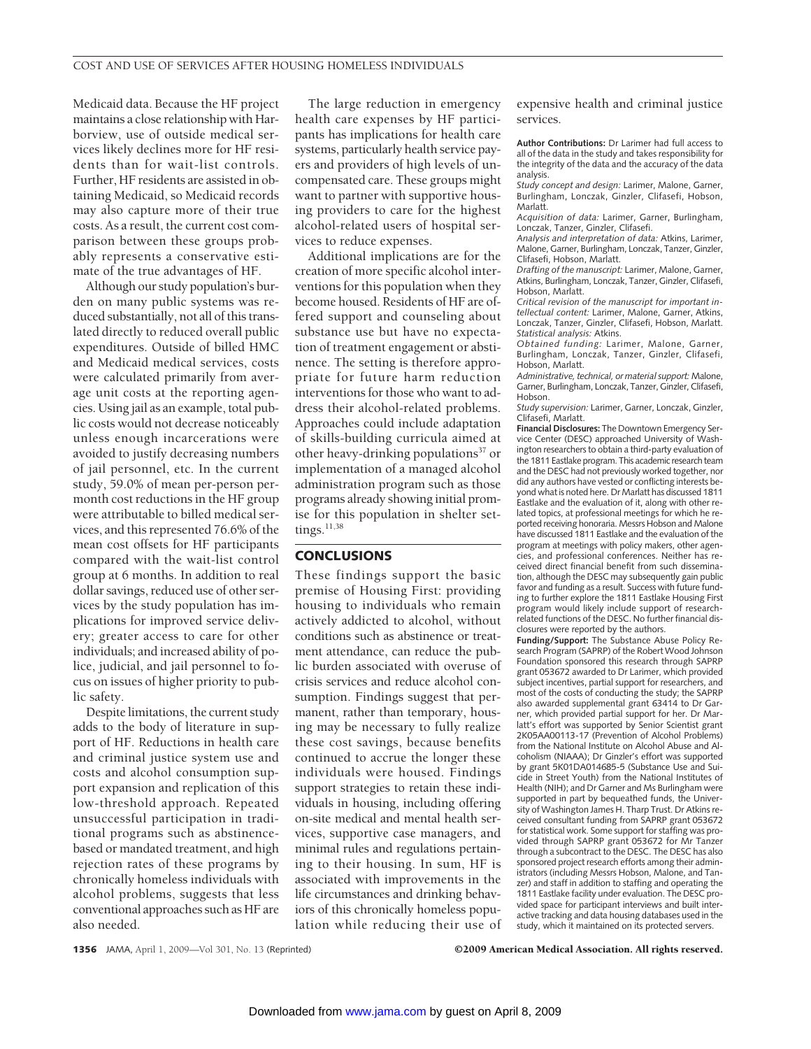Medicaid data. Because the HF project maintains a close relationship with Harborview, use of outside medical services likely declines more for HF residents than for wait-list controls. Further, HF residents are assisted in obtaining Medicaid, so Medicaid records may also capture more of their true costs. As a result, the current cost comparison between these groups probably represents a conservative estimate of the true advantages of HF.

Although our study population's burden on many public systems was reduced substantially, not all of this translated directly to reduced overall public expenditures. Outside of billed HMC and Medicaid medical services, costs were calculated primarily from average unit costs at the reporting agencies. Using jail as an example, total public costs would not decrease noticeably unless enough incarcerations were avoided to justify decreasing numbers of jail personnel, etc. In the current study, 59.0% of mean per-person per-month cost reductions in the HF group were attributable to billed medical services, and this represented 76.6% of the mean cost offsets for HF participants compared with the wait-list control group at 6 months. In addition to real dollar savings, reduced use of other services by the study population has implications for improved service delivery; greater access to care for other individuals; and increased ability of police, judicial, and jail personnel to focus on issues of higher priority to public safety.

Despite limitations, the current study adds to the body of literature in support of HF. Reductions in health care and criminal justice system use and costs and alcohol consumption support expansion and replication of this low-threshold approach. Repeated unsuccessful participation in traditional programs such as abstinence-based or mandated treatment, and high rejection rates of these programs by chronically homeless individuals with alcohol problems, suggests that less conventional approaches such as HF are also needed.

The large reduction in emergency health care expenses by HF participants has implications for health care systems, particularly health service payers and providers of high levels of uncompensated care. These groups might want to partner with supportive housing providers to care for the highest alcohol-related users of hospital services to reduce expenses.

Additional implications are for the creation of more specific alcohol interventions for this population when they become housed. Residents of HF are offered support and counseling about substance use but have no expectation of treatment engagement or abstinence. The setting is therefore appropriate for future harm reduction interventions for those who want to address their alcohol-related problems. Approaches could include adaptation of skills-building curricula aimed at other heavy-drinking populations[37] or implementation of a managed alcohol administration program such as those programs already showing initial promise for this population in shelter settings.[11,38]

## CONCLUSIONS

These findings support the basic premise of Housing First: providing housing to individuals who remain actively addicted to alcohol, without conditions such as abstinence or treatment attendance, can reduce the public burden associated with overuse of crisis services and reduce alcohol consumption. Findings suggest that permanent, rather than temporary, housing may be necessary to fully realize these cost savings, because benefits continued to accrue the longer these individuals were housed. Findings support strategies to retain these individuals in housing, including offering on-site medical and mental health services, supportive case managers, and minimal rules and regulations pertaining to their housing. In sum, HF is associated with improvements in the life circumstances and drinking behaviors of this chronically homeless population while reducing their use of expensive health and criminal justice services.

**Author Contributions:** Dr Larimer had full access to all of the data in the study and takes responsibility for the integrity of the data and the accuracy of the data analysis.

*Study concept and design:* Larimer, Malone, Garner, Burlingham, Lonczak, Ginzler, Clifasefi, Hobson, Marlatt.

*Acquisition of data:* Larimer, Garner, Burlingham, Lonczak, Tanzer, Ginzler, Clifasefi.

*Analysis and interpretation of data:* Atkins, Larimer, Malone, Garner, Burlingham, Lonczak, Tanzer, Ginzler, Clifasefi, Hobson, Marlatt.

*Drafting of the manuscript:* Larimer, Malone, Garner, Atkins, Burlingham, Lonczak, Tanzer, Ginzler, Clifasefi, Hobson, Marlatt.

*Critical revision of the manuscript for important intellectual content:* Larimer, Malone, Garner, Atkins, Lonczak, Tanzer, Ginzler, Clifasefi, Hobson, Marlatt.

*Statistical analysis:* Atkins.

*Obtained funding:* Larimer, Malone, Garner, Burlingham, Lonczak, Tanzer, Ginzler, Clifasefi, Hobson, Marlatt.

*Administrative, technical, or material support:* Malone, Garner, Burlingham, Lonczak, Tanzer, Ginzler, Clifasefi, Hobson.

*Study supervision:* Larimer, Garner, Lonczak, Ginzler, Clifasefi, Marlatt.

**Financial Disclosures:** The Downtown Emergency Service Center (DESC) approached University of Washington researchers to obtain a third-party evaluation of the 1811 Eastlake program. This academic research team and the DESC had not previously worked together, nor did any authors have vested or conflicting interests beyond what is noted here. Dr Marlatt has discussed 1811 Eastlake and the evaluation of it, along with other related topics, at professional meetings for which he reported receiving honoraria. Messrs Hobson and Malone have discussed 1811 Eastlake and the evaluation of the program at meetings with policy makers, other agencies, and professional conferences. Neither has received direct financial benefit from such dissemination, although the DESC may subsequently gain public favor and funding as a result. Success with future funding to further explore the 1811 Eastlake Housing First program would likely include support of research-related functions of the DESC. No further financial disclosures were reported by the authors.

**Funding/Support:** The Substance Abuse Policy Research Program (SAPRP) of the Robert Wood Johnson Foundation sponsored this research through SAPRP grant 053672 awarded to Dr Larimer, which provided subject incentives, partial support for researchers, and most of the costs of conducting the study; the SAPRP also awarded supplemental grant 63414 to Dr Garner, which provided partial support for her. Dr Marlatt's effort was supported by Senior Scientist grant 2K05AA00113-17 (Prevention of Alcohol Problems) from the National Institute on Alcohol Abuse and Alcoholism (NIAAA); Dr Ginzler's effort was supported by grant 5K01DA014685-5 (Substance Use and Suicide in Street Youth) from the National Institutes of Health (NIH); and Dr Garner and Ms Burlingham were supported in part by bequeathed funds, the University of Washington James H. Tharp Trust. Dr Atkins received consultant funding from SAPRP grant 053672 for statistical work. Some support for staffing was provided through SAPRP grant 053672 for Mr Tanzer through a subcontract to the DESC. The DESC has also sponsored project research efforts among their administrators (including Messrs Hobson, Malone, and Tanzer) and staff in addition to staffing and operating the 1811 Eastlake facility under evaluation. The DESC provided space for participant interviews and built interactive tracking and data housing databases used in the study, which it maintained on its protected servers.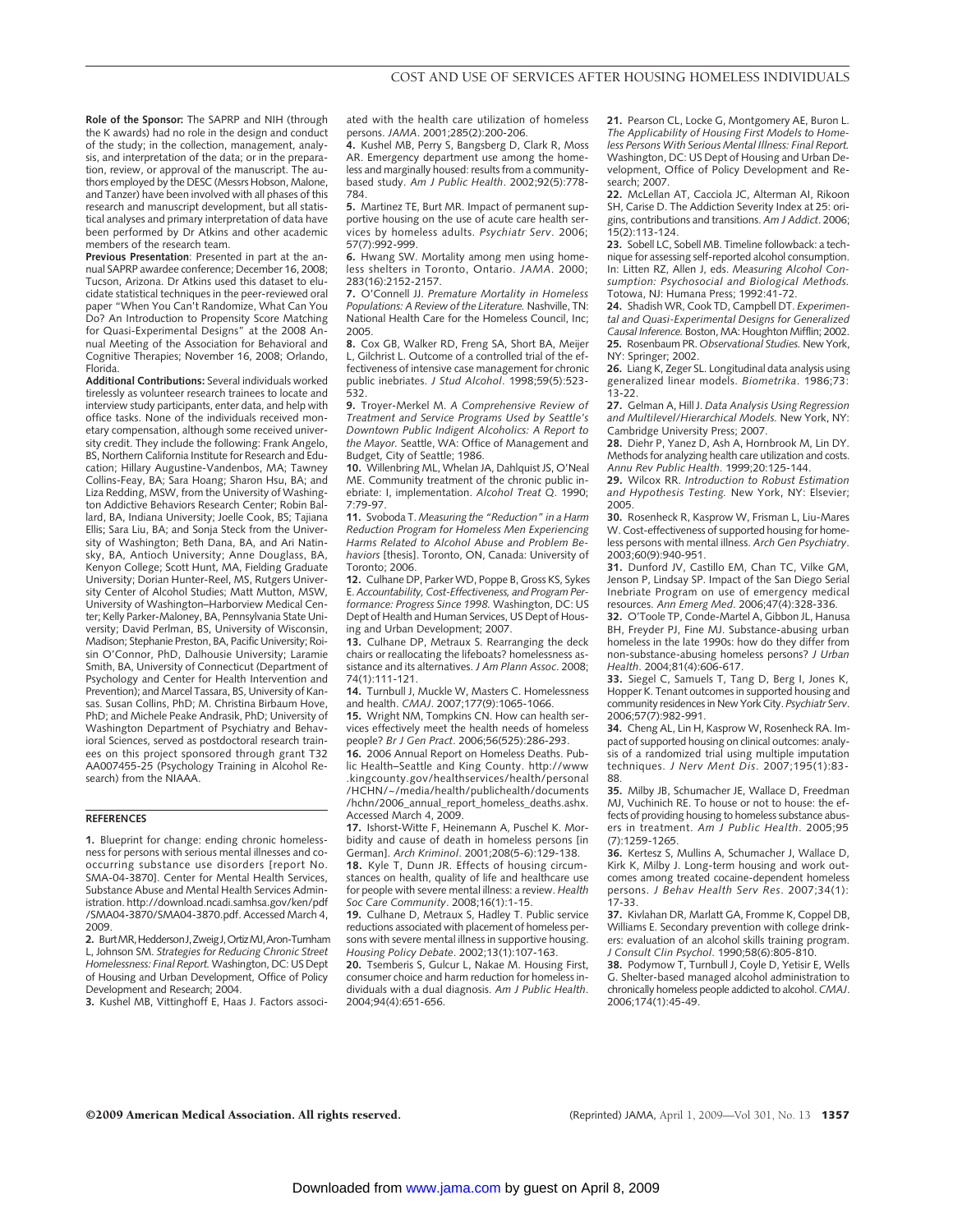**Role of the Sponsor:** The SAPRP and NIH (through the K awards) had no role in the design and conduct of the study; in the collection, management, analysis, and interpretation of the data; or in the preparation, review, or approval of the manuscript. The authors employed by the DESC (Messrs Hobson, Malone, and Tanzer) have been involved with all phases of this research and manuscript development, but all statistical analyses and primary interpretation of data have been performed by Dr Atkins and other academic members of the research team.

**Previous Presentation**: Presented in part at the annual SAPRP awardee conference; December 16, 2008; Tucson, Arizona. Dr Atkins used this dataset to elucidate statistical techniques in the peer-reviewed oral paper "When You Can't Randomize, What Can You Do? An Introduction to Propensity Score Matching for Quasi-Experimental Designs" at the 2008 Annual Meeting of the Association for Behavioral and Cognitive Therapies; November 16, 2008; Orlando, Florida.

**Additional Contributions:** Several individuals worked tirelessly as volunteer research trainees to locate and interview study participants, enter data, and help with office tasks. None of the individuals received monetary compensation, although some received university credit. They include the following: Frank Angelo, BS, Northern California Institute for Research and Education; Hillary Augustine-Vandenbos, MA; Tawney Collins-Feay, BA; Sara Hoang; Sharon Hsu, BA; and Liza Redding, MSW, from the University of Washington Addictive Behaviors Research Center; Robin Ballard, BA, Indiana University; Joelle Cook, BS; Tajiana Ellis; Sara Liu, BA; and Sonja Steck from the University of Washington; Beth Dana, BA, and Ari Natinsky, BA, Antioch University; Anne Douglass, BA, Kenyon College; Scott Hunt, MA, Fielding Graduate University; Dorian Hunter-Reel, MS, Rutgers University Center of Alcohol Studies; Matt Mutton, MSW, University of Washington–Harborview Medical Center; Kelly Parker-Maloney, BA, Pennsylvania State University; David Perlman, BS, University of Wisconsin, Madison; Stephanie Preston, BA, Pacific University; Roisin O'Connor, PhD, Dalhousie University; Laramie Smith, BA, University of Connecticut (Department of Psychology and Center for Health Intervention and Prevention); and Marcel Tassara, BS, University of Kansas. Susan Collins, PhD; M. Christina Birbaum Hove, PhD; and Michele Peake Andrasik, PhD; University of Washington Department of Psychiatry and Behavioral Sciences, served as postdoctoral research trainees on this project sponsored through grant T32 AA007455-25 (Psychology Training in Alcohol Research) from the NIAAA.

## REFERENCES

1. Blueprint for change: ending chronic homelessness for persons with serious mental illnesses and co-occurring substance use disorders [report No. SMA-04-3870]. Center for Mental Health Services, Substance Abuse and Mental Health Services Administration. http://download.ncadi.samhsa.gov/ken/pdf/SMA04-3870/SMA04-3870.pdf. Accessed March 4, 2009.

2. Burt MR, Hedderson J, Zweig J, Ortiz MJ, Aron-Turnham L, Johnson SM. *Strategies for Reducing Chronic Street Homelessness: Final Report.* Washington, DC: US Dept of Housing and Urban Development, Office of Policy Development and Research; 2004.

3. Kushel MB, Vittinghoff E, Haas J. Factors associated with the health care utilization of homeless persons. *JAMA*. 2001;285(2):200-206.

4. Kushel MB, Perry S, Bangsberg D, Clark R, Moss AR. Emergency department use among the homeless and marginally housed: results from a community-based study. *Am J Public Health*. 2002;92(5):778-784.

5. Martinez TE, Burt MR. Impact of permanent supportive housing on the use of acute care health services by homeless adults. *Psychiatr Serv*. 2006;57(7):992-999.

6. Hwang SW. Mortality among men using homeless shelters in Toronto, Ontario. *JAMA*. 2000;283(16):2152-2157.

7. O'Connell JJ. *Premature Mortality in Homeless Populations: A Review of the Literature.* Nashville, TN: National Health Care for the Homeless Council, Inc; 2005.

8. Cox GB, Walker RD, Freng SA, Short BA, Meijer L, Gilchrist L. Outcome of a controlled trial of the effectiveness of intensive case management for chronic public inebriates. *J Stud Alcohol*. 1998;59(5):523-532.

9. Troyer-Merkel M. *A Comprehensive Review of Treatment and Service Programs Used by Seattle's Downtown Public Indigent Alcoholics: A Report to the Mayor.* Seattle, WA: Office of Management and Budget, City of Seattle; 1986.

10. Willenbring ML, Whelan JA, Dahlquist JS, O'Neal ME. Community treatment of the chronic public inebriate: I, implementation. *Alcohol Treat Q*. 1990;7:79-97.

11. Svoboda T. *Measuring the "Reduction" in a Harm Reduction Program for Homeless Men Experiencing Harms Related to Alcohol Abuse and Problem Behaviors* [thesis]. Toronto, ON, Canada: University of Toronto; 2006.

12. Culhane DP, Parker WD, Poppe B, Gross KS, Sykes E. *Accountability, Cost-Effectiveness, and Program Performance: Progress Since 1998.* Washington, DC: US Dept of Health and Human Services, US Dept of Housing and Urban Development; 2007.

13. Culhane DP, Metraux S. Rearranging the deck chairs or reallocating the lifeboats? homelessness assistance and its alternatives. *J Am Plann Assoc*. 2008;74(1):111-121.

14. Turnbull J, Muckle W, Masters C. Homelessness and health. *CMAJ*. 2007;177(9):1065-1066.

15. Wright NM, Tompkins CN. How can health services effectively meet the health needs of homeless people? *Br J Gen Pract*. 2006;56(525):286-293.

16. 2006 Annual Report on Homeless Deaths. Public Health–Seattle and King County. http://www.kingcounty.gov/healthservices/health/personal/HCHN/~/media/health/publichealth/documents/hchn/2006_annual_report_homeless_deaths.ashx. Accessed March 4, 2009.

17. Ishorst-Witte F, Heinemann A, Puschel K. Morbidity and cause of death in homeless persons [in German]. *Arch Kriminol*. 2001;208(5-6):129-138.

18. Kyle T, Dunn JR. Effects of housing circumstances on health, quality of life and healthcare use for people with severe mental illness: a review. *Health Soc Care Community*. 2008;16(1):1-15.

19. Culhane D, Metraux S, Hadley T. Public service reductions associated with placement of homeless persons with severe mental illness in supportive housing. *Housing Policy Debate*. 2002;13(1):107-163.

20. Tsemberis S, Gulcur L, Nakae M. Housing First, consumer choice and harm reduction for homeless individuals with a dual diagnosis. *Am J Public Health*. 2004;94(4):651-656.

21. Pearson CL, Locke G, Montgomery AE, Buron L. *The Applicability of Housing First Models to Homeless Persons With Serious Mental Illness: Final Report.* Washington, DC: US Dept of Housing and Urban Development, Office of Policy Development and Research; 2007.

22. McLellan AT, Cacciola JC, Alterman AI, Rikoon SH, Carise D. The Addiction Severity Index at 25: origins, contributions and transitions. *Am J Addict*. 2006;15(2):113-124.

23. Sobell LC, Sobell MB. Timeline followback: a technique for assessing self-reported alcohol consumption. In: Litten RZ, Allen J, eds. *Measuring Alcohol Consumption: Psychosocial and Biological Methods.* Totowa, NJ: Humana Press; 1992:41-72.

24. Shadish WR, Cook TD, Campbell DT. *Experimental and Quasi-Experimental Designs for Generalized Causal Inference.* Boston, MA: Houghton Mifflin; 2002.

25. Rosenbaum PR. *Observational Studies.* New York, NY: Springer; 2002.

26. Liang K, Zeger SL. Longitudinal data analysis using generalized linear models. *Biometrika*. 1986;73:13-22.

27. Gelman A, Hill J. *Data Analysis Using Regression and Multilevel/Hierarchical Models.* New York, NY: Cambridge University Press; 2007.

28. Diehr P, Yanez D, Ash A, Hornbrook M, Lin DY. Methods for analyzing health care utilization and costs. *Annu Rev Public Health*. 1999;20:125-144.

29. Wilcox RR. *Introduction to Robust Estimation and Hypothesis Testing.* New York, NY: Elsevier; 2005.

30. Rosenheck R, Kasprow W, Frisman L, Liu-Mares W. Cost-effectiveness of supported housing for homeless persons with mental illness. *Arch Gen Psychiatry*. 2003;60(9):940-951.

31. Dunford JV, Castillo EM, Chan TC, Vilke GM, Jenson P, Lindsay SP. Impact of the San Diego Serial Inebriate Program on use of emergency medical resources. *Ann Emerg Med*. 2006;47(4):328-336.

32. O'Toole TP, Conde-Martel A, Gibbon JL, Hanusa BH, Freyder PJ, Fine MJ. Substance-abusing urban homeless in the late 1990s: how do they differ from non-substance-abusing homeless persons? *J Urban Health*. 2004;81(4):606-617.

33. Siegel C, Samuels T, Tang D, Berg I, Jones K, Hopper K. Tenant outcomes in supported housing and community residences in New York City. *Psychiatr Serv*. 2006;57(7):982-991.

34. Cheng AL, Lin H, Kasprow W, Rosenheck RA. Impact of supported housing on clinical outcomes: analysis of a randomized trial using multiple imputation techniques. *J Nerv Ment Dis*. 2007;195(1):83-88.

35. Milby JB, Schumacher JE, Wallace D, Freedman MJ, Vuchinich RE. To house or not to house: the effects of providing housing to homeless substance abusers in treatment. *Am J Public Health*. 2005;95(7):1259-1265.

36. Kertesz S, Mullins A, Schumacher J, Wallace D, Kirk K, Milby J. Long-term housing and work outcomes among treated cocaine-dependent homeless persons. *J Behav Health Serv Res*. 2007;34(1):17-33.

37. Kivlahan DR, Marlatt GA, Fromme K, Coppel DB, Williams E. Secondary prevention with college drinkers: evaluation of an alcohol skills training program. *J Consult Clin Psychol*. 1990;58(6):805-810.

38. Podymow T, Turnbull J, Coyle D, Yetisir E, Wells G. Shelter-based managed alcohol administration to chronically homeless people addicted to alcohol. *CMAJ*. 2006;174(1):45-49.